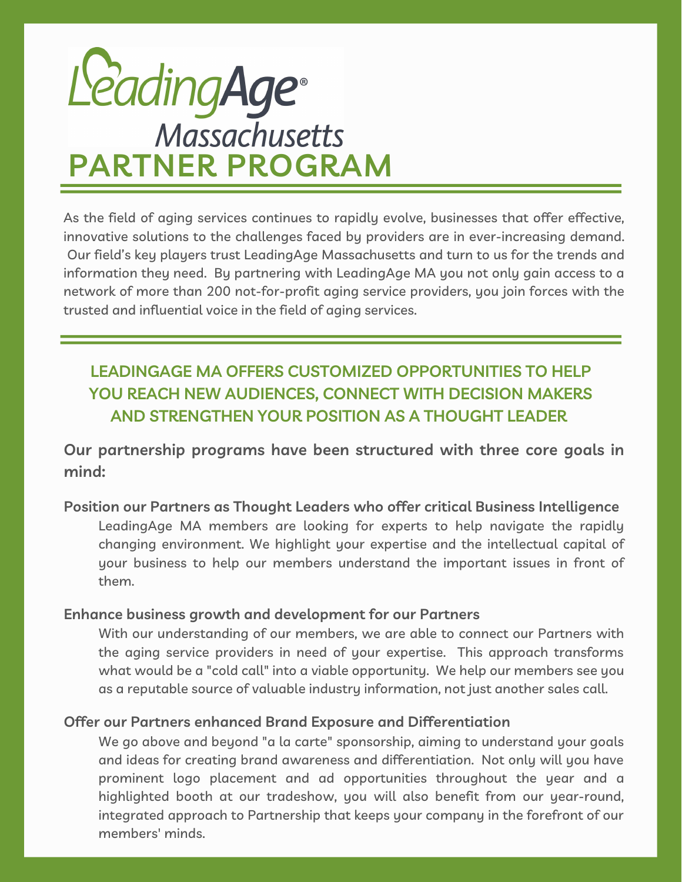# LeadingAge® Massachusetts

# PARTNER PROGRAM

As the field of aging services continues to rapidly evolve, businesses that offer effective, innovative solutions to the challenges faced by providers are in ever-increasing demand. Our field's key players trust LeadingAge Massachusetts and turn to us for the trends and information they need. By partnering with LeadingAge MA you not only gain access to a network of more than 200 not-for-profit aging service providers, you join forces with the trusted and influential voice in the field of aging services.

## LEADINGAGE MA OFFERS CUSTOMIZED OPPORTUNITIES TO HELP YOU REACH NEW AUDIENCES, CONNECT WITH DECISION MAKERS AND STRENGTHEN YOUR POSITION AS A THOUGHT LEADER

**Our partnership programs have been structured with three core goals in mind:**

**Position our Partners as Thought Leaders who offer critical Business Intelligence**

LeadingAge MA members are looking for experts to help navigate the rapidly changing environment. We highlight your expertise and the intellectual capital of your business to help our members understand the important issues in front of them.

**Enhance business growth and development for our Partners**

With our understanding of our members, we are able to connect our Partners with the aging service providers in need of your expertise. This approach transforms what would be a "cold call" into a viable opportunity. We help our members see you as a reputable source of valuable industry information, not just another sales call.

**Offer our Partners enhanced Brand Exposure and Differentiation**

We go above and beyond "a la carte" sponsorship, aiming to understand your goals and ideas for creating brand awareness and differentiation. Not only will you have prominent logo placement and ad opportunities throughout the year and a highlighted booth at our tradeshow, you will also benefit from our year-round, integrated approach to Partnership that keeps your company in the forefront of our members' minds.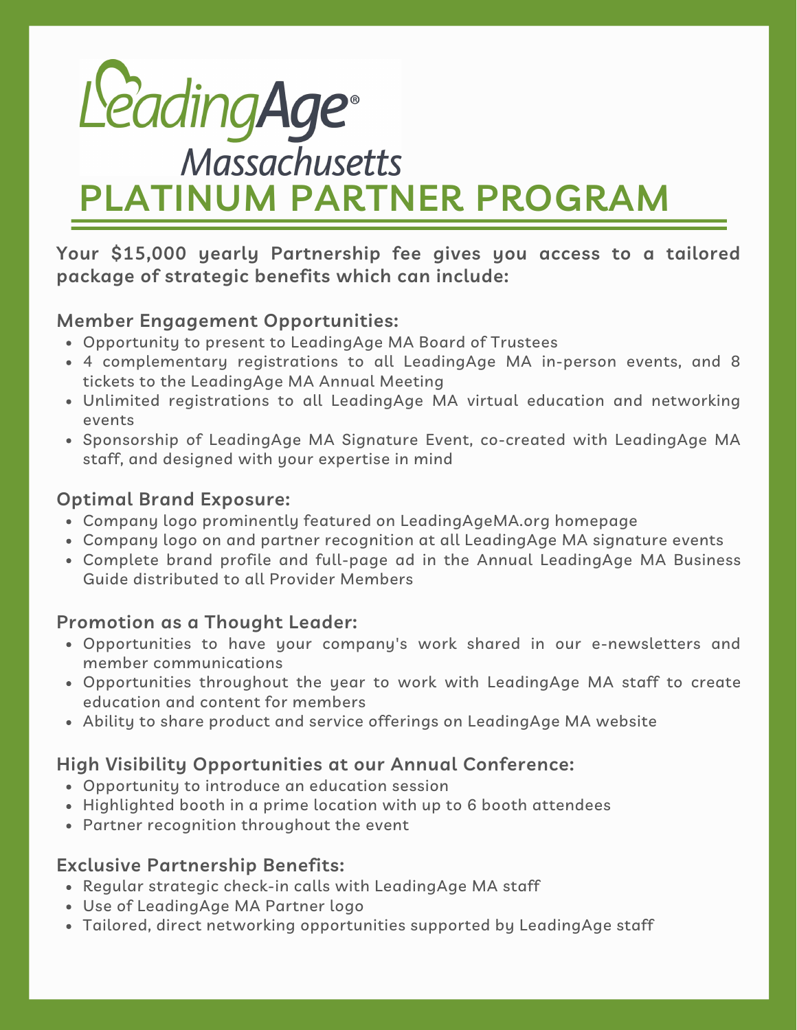# LeadingAge Massachusetts

# PLATINUM PARTNER PROGRAM

**Your $15,000 yearly Partnership fee gives you access to a tailored package of strategic benefits which can include:**

### Member Engagement Opportunities:

- Opportunity to present to LeadingAge MA Board of Trustees
- 4 complementary registrations to all LeadingAge MA in-person events, and 8 tickets to the LeadingAge MA Annual Meeting
- Unlimited registrations to all LeadingAge MA virtual education and networking events
- Sponsorship of LeadingAge MA Signature Event, co-created with LeadingAge MA staff, and designed with your expertise in mind

### Optimal Brand Exposure:

- Company logo prominently featured on LeadingAgeMA.org homepage
- Company logo on and partner recognition at all LeadingAge MA signature events
- Complete brand profile and full-page ad in the Annual LeadingAge MA Business Guide distributed to all Provider Members

### Promotion as a Thought Leader:

- Opportunities to have your company's work shared in our e-newsletters and member communications
- Opportunities throughout the year to work with LeadingAge MA staff to create education and content for members
- Ability to share product and service offerings on LeadingAge MA website

### High Visibility Opportunities at our Annual Conference:

- Opportunity to introduce an education session
- Highlighted booth in a prime location with up to 6 booth attendees
- Partner recognition throughout the event

### Exclusive Partnership Benefits:

- Regular strategic check-in calls with LeadingAge MA staff
- Use of LeadingAge MA Partner logo
- Tailored, direct networking opportunities supported by LeadingAge staff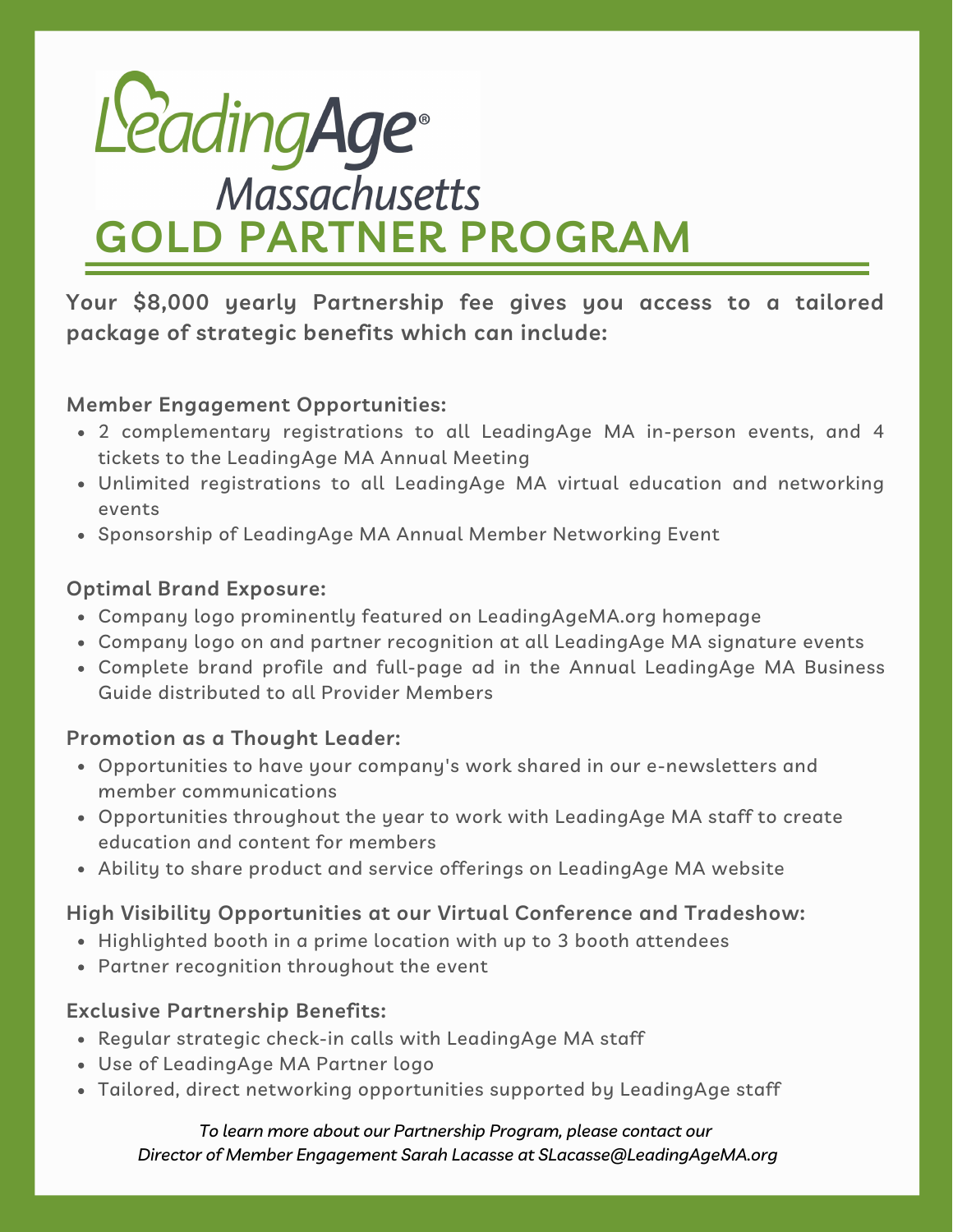# LeadingAge® Massachusetts

# GOLD PARTNER PROGRAM

**Your $8,000 yearly Partnership fee gives you access to a tailored package of strategic benefits which can include:**

**Member Engagement Opportunities:**

- 2 complementary registrations to all LeadingAge MA in-person events, and 4 tickets to the LeadingAge MA Annual Meeting
- Unlimited registrations to all LeadingAge MA virtual education and networking events
- Sponsorship of LeadingAge MA Annual Member Networking Event

**Optimal Brand Exposure:**

- Company logo prominently featured on LeadingAgeMA.org homepage
- Company logo on and partner recognition at all LeadingAge MA signature events
- Complete brand profile and full-page ad in the Annual LeadingAge MA Business Guide distributed to all Provider Members

**Promotion as a Thought Leader:**

- Opportunities to have your company's work shared in our e-newsletters and member communications
- Opportunities throughout the year to work with LeadingAge MA staff to create education and content for members
- Ability to share product and service offerings on LeadingAge MA website

**High Visibility Opportunities at our Virtual Conference and Tradeshow:**

- Highlighted booth in a prime location with up to 3 booth attendees
- Partner recognition throughout the event

**Exclusive Partnership Benefits:**

- Regular strategic check-in calls with LeadingAge MA staff
- Use of LeadingAge MA Partner logo
- Tailored, direct networking opportunities supported by LeadingAge staff

*To learn more about our Partnership Program, please contact our Director of Member Engagement Sarah Lacasse at SLacasse@LeadingAgeMA.org*